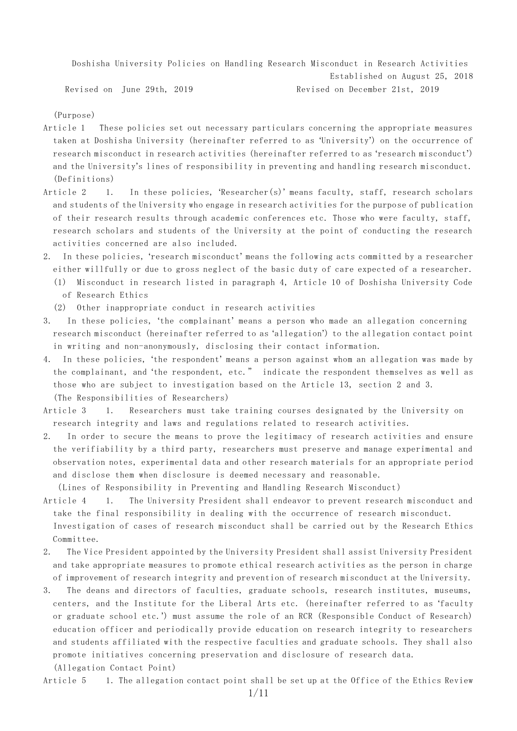# Doshisha University Policies on Handling Research Misconduct in Research Activities

Established on August 25, 2018

Revised on June 29th, 2019　　　Revised on December 21st, 2019

(Purpose)

Article 1　These policies set out necessary particulars concerning the appropriate measures taken at Doshisha University (hereinafter referred to as 'University') on the occurrence of research misconduct in research activities (hereinafter referred to as 'research misconduct') and the University's lines of responsibility in preventing and handling research misconduct.

(Definitions)

Article 2　1.　In these policies, 'Researcher(s)' means faculty, staff, research scholars and students of the University who engage in research activities for the purpose of publication of their research results through academic conferences etc. Those who were faculty, staff, research scholars and students of the University at the point of conducting the research activities concerned are also included.

2.　In these policies, 'research misconduct' means the following acts committed by a researcher either willfully or due to gross neglect of the basic duty of care expected of a researcher.

(1)　Misconduct in research listed in paragraph 4, Article 10 of Doshisha University Code of Research Ethics

(2)　Other inappropriate conduct in research activities

3.　In these policies, 'the complainant' means a person who made an allegation concerning research misconduct (hereinafter referred to as 'allegation') to the allegation contact point in writing and non-anonymously, disclosing their contact information.

4.　In these policies, 'the respondent' means a person against whom an allegation was made by the complainant, and 'the respondent, etc." indicate the respondent themselves as well as those who are subject to investigation based on the Article 13, section 2 and 3.

(The Responsibilities of Researchers)

Article 3　1.　Researchers must take training courses designated by the University on research integrity and laws and regulations related to research activities.

2.　In order to secure the means to prove the legitimacy of research activities and ensure the verifiability by a third party, researchers must preserve and manage experimental and observation notes, experimental data and other research materials for an appropriate period and disclose them when disclosure is deemed necessary and reasonable.

(Lines of Responsibility in Preventing and Handling Research Misconduct)

Article 4　1.　The University President shall endeavor to prevent research misconduct and take the final responsibility in dealing with the occurrence of research misconduct. Investigation of cases of research misconduct shall be carried out by the Research Ethics Committee.

2.　The Vice President appointed by the University President shall assist University President and take appropriate measures to promote ethical research activities as the person in charge of improvement of research integrity and prevention of research misconduct at the University.

3.　The deans and directors of faculties, graduate schools, research institutes, museums, centers, and the Institute for the Liberal Arts etc. (hereinafter referred to as 'faculty or graduate school etc.') must assume the role of an RCR (Responsible Conduct of Research) education officer and periodically provide education on research integrity to researchers and students affiliated with the respective faculties and graduate schools. They shall also promote initiatives concerning preservation and disclosure of research data.

(Allegation Contact Point)

Article 5　1. The allegation contact point shall be set up at the Office of the Ethics Review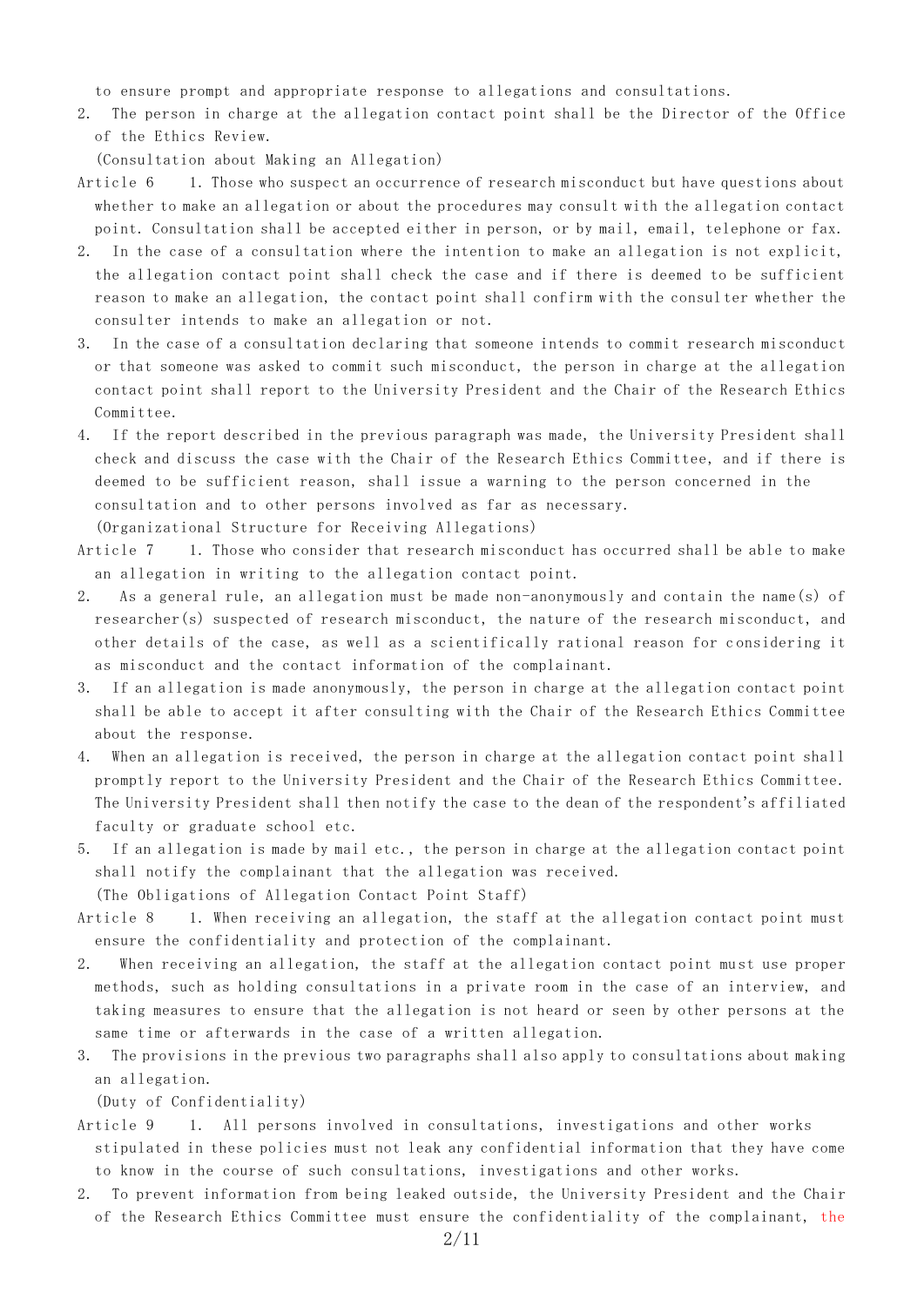to ensure prompt and appropriate response to allegations and consultations.

2. The person in charge at the allegation contact point shall be the Director of the Office of the Ethics Review.

(Consultation about Making an Allegation)

Article 6 1. Those who suspect an occurrence of research misconduct but have questions about whether to make an allegation or about the procedures may consult with the allegation contact point. Consultation shall be accepted either in person, or by mail, email, telephone or fax.

2. In the case of a consultation where the intention to make an allegation is not explicit, the allegation contact point shall check the case and if there is deemed to be sufficient reason to make an allegation, the contact point shall confirm with the consulter whether the consulter intends to make an allegation or not.

3. In the case of a consultation declaring that someone intends to commit research misconduct or that someone was asked to commit such misconduct, the person in charge at the allegation contact point shall report to the University President and the Chair of the Research Ethics Committee.

4. If the report described in the previous paragraph was made, the University President shall check and discuss the case with the Chair of the Research Ethics Committee, and if there is deemed to be sufficient reason, shall issue a warning to the person concerned in the consultation and to other persons involved as far as necessary.

(Organizational Structure for Receiving Allegations)

Article 7 1. Those who consider that research misconduct has occurred shall be able to make an allegation in writing to the allegation contact point.

2. As a general rule, an allegation must be made non-anonymously and contain the name(s) of researcher(s) suspected of research misconduct, the nature of the research misconduct, and other details of the case, as well as a scientifically rational reason for considering it as misconduct and the contact information of the complainant.

3. If an allegation is made anonymously, the person in charge at the allegation contact point shall be able to accept it after consulting with the Chair of the Research Ethics Committee about the response.

4. When an allegation is received, the person in charge at the allegation contact point shall promptly report to the University President and the Chair of the Research Ethics Committee. The University President shall then notify the case to the dean of the respondent's affiliated faculty or graduate school etc.

5. If an allegation is made by mail etc., the person in charge at the allegation contact point shall notify the complainant that the allegation was received.

(The Obligations of Allegation Contact Point Staff)

Article 8 1. When receiving an allegation, the staff at the allegation contact point must ensure the confidentiality and protection of the complainant.

2. When receiving an allegation, the staff at the allegation contact point must use proper methods, such as holding consultations in a private room in the case of an interview, and taking measures to ensure that the allegation is not heard or seen by other persons at the same time or afterwards in the case of a written allegation.

3. The provisions in the previous two paragraphs shall also apply to consultations about making an allegation.

(Duty of Confidentiality)

Article 9 1. All persons involved in consultations, investigations and other works stipulated in these policies must not leak any confidential information that they have come to know in the course of such consultations, investigations and other works.

2. To prevent information from being leaked outside, the University President and the Chair of the Research Ethics Committee must ensure the confidentiality of the complainant, the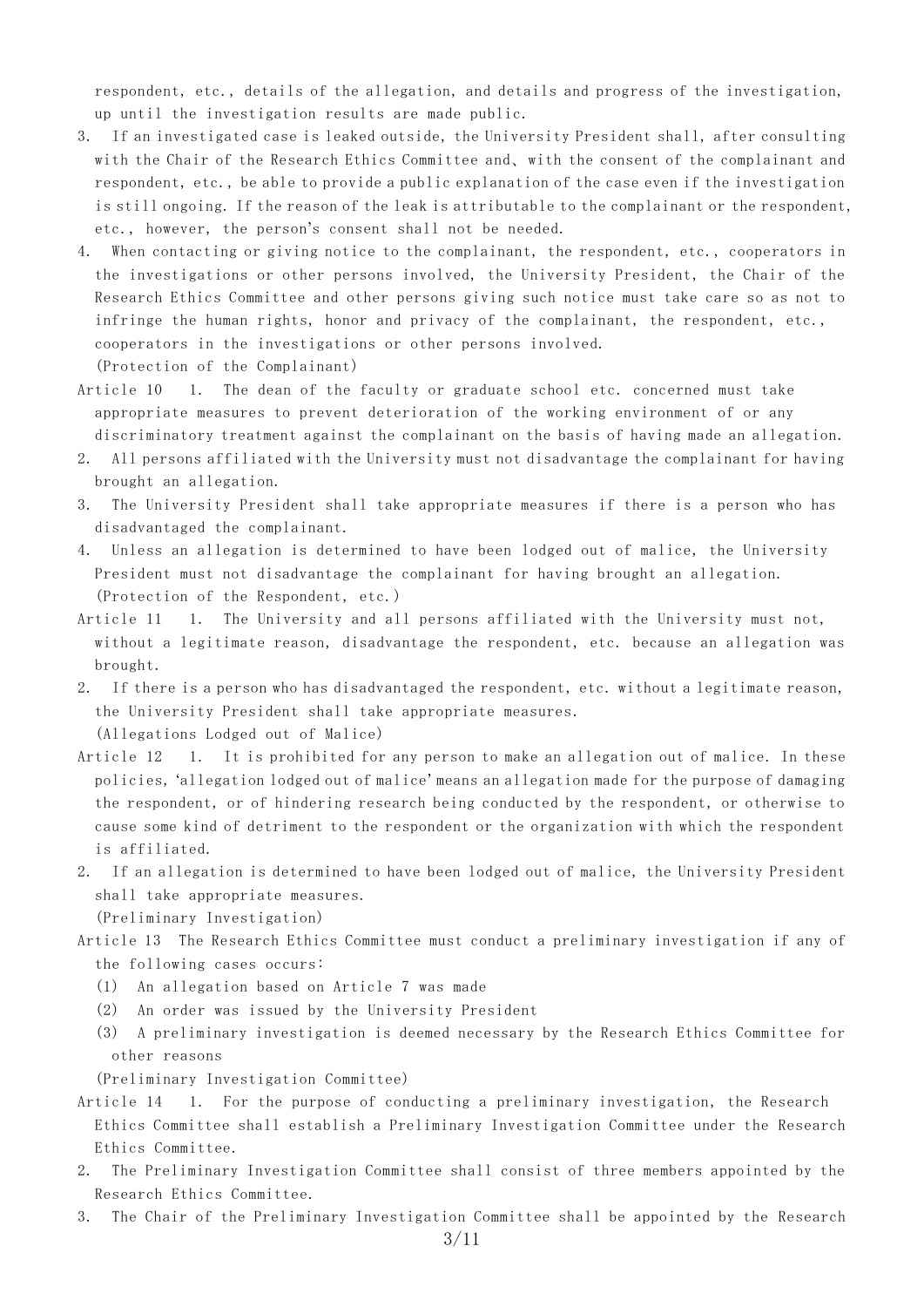respondent, etc., details of the allegation, and details and progress of the investigation, up until the investigation results are made public.

3. If an investigated case is leaked outside, the University President shall, after consulting with the Chair of the Research Ethics Committee and、with the consent of the complainant and respondent, etc., be able to provide a public explanation of the case even if the investigation is still ongoing. If the reason of the leak is attributable to the complainant or the respondent, etc., however, the person's consent shall not be needed.

4. When contacting or giving notice to the complainant, the respondent, etc., cooperators in the investigations or other persons involved, the University President, the Chair of the Research Ethics Committee and other persons giving such notice must take care so as not to infringe the human rights, honor and privacy of the complainant, the respondent, etc., cooperators in the investigations or other persons involved.

(Protection of the Complainant)

Article 10 1. The dean of the faculty or graduate school etc. concerned must take appropriate measures to prevent deterioration of the working environment of or any discriminatory treatment against the complainant on the basis of having made an allegation.

2. All persons affiliated with the University must not disadvantage the complainant for having brought an allegation.

3. The University President shall take appropriate measures if there is a person who has disadvantaged the complainant.

4. Unless an allegation is determined to have been lodged out of malice, the University President must not disadvantage the complainant for having brought an allegation.

(Protection of the Respondent, etc.)

Article 11 1. The University and all persons affiliated with the University must not, without a legitimate reason, disadvantage the respondent, etc. because an allegation was brought.

2. If there is a person who has disadvantaged the respondent, etc. without a legitimate reason, the University President shall take appropriate measures.

(Allegations Lodged out of Malice)

Article 12 1. It is prohibited for any person to make an allegation out of malice. In these policies, 'allegation lodged out of malice' means an allegation made for the purpose of damaging the respondent, or of hindering research being conducted by the respondent, or otherwise to cause some kind of detriment to the respondent or the organization with which the respondent is affiliated.

2. If an allegation is determined to have been lodged out of malice, the University President shall take appropriate measures.

(Preliminary Investigation)

Article 13 The Research Ethics Committee must conduct a preliminary investigation if any of the following cases occurs:

(1) An allegation based on Article 7 was made

(2) An order was issued by the University President

(3) A preliminary investigation is deemed necessary by the Research Ethics Committee for other reasons

(Preliminary Investigation Committee)

Article 14 1. For the purpose of conducting a preliminary investigation, the Research Ethics Committee shall establish a Preliminary Investigation Committee under the Research Ethics Committee.

2. The Preliminary Investigation Committee shall consist of three members appointed by the Research Ethics Committee.

3. The Chair of the Preliminary Investigation Committee shall be appointed by the Research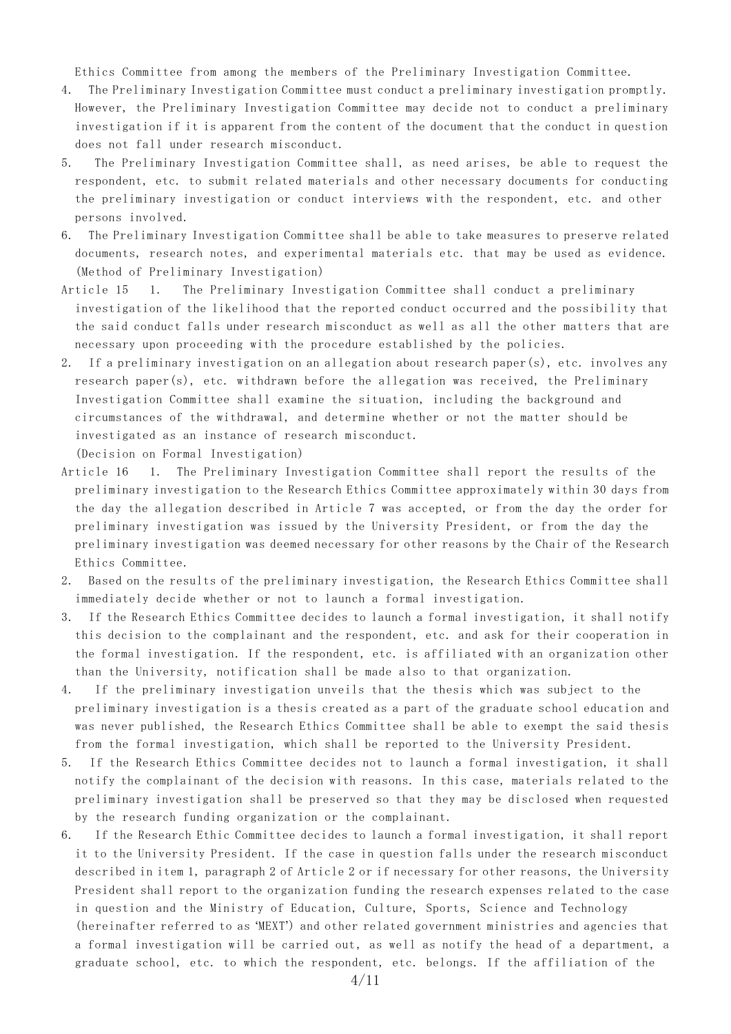Ethics Committee from among the members of the Preliminary Investigation Committee.

4. The Preliminary Investigation Committee must conduct a preliminary investigation promptly. However, the Preliminary Investigation Committee may decide not to conduct a preliminary investigation if it is apparent from the content of the document that the conduct in question does not fall under research misconduct.
5. The Preliminary Investigation Committee shall, as need arises, be able to request the respondent, etc. to submit related materials and other necessary documents for conducting the preliminary investigation or conduct interviews with the respondent, etc. and other persons involved.
6. The Preliminary Investigation Committee shall be able to take measures to preserve related documents, research notes, and experimental materials etc. that may be used as evidence.

(Method of Preliminary Investigation)

Article 15 1. The Preliminary Investigation Committee shall conduct a preliminary investigation of the likelihood that the reported conduct occurred and the possibility that the said conduct falls under research misconduct as well as all the other matters that are necessary upon proceeding with the procedure established by the policies.

2. If a preliminary investigation on an allegation about research paper(s), etc. involves any research paper(s), etc. withdrawn before the allegation was received, the Preliminary Investigation Committee shall examine the situation, including the background and circumstances of the withdrawal, and determine whether or not the matter should be investigated as an instance of research misconduct.

(Decision on Formal Investigation)

Article 16 1. The Preliminary Investigation Committee shall report the results of the preliminary investigation to the Research Ethics Committee approximately within 30 days from the day the allegation described in Article 7 was accepted, or from the day the order for preliminary investigation was issued by the University President, or from the day the preliminary investigation was deemed necessary for other reasons by the Chair of the Research Ethics Committee.

2. Based on the results of the preliminary investigation, the Research Ethics Committee shall immediately decide whether or not to launch a formal investigation.
3. If the Research Ethics Committee decides to launch a formal investigation, it shall notify this decision to the complainant and the respondent, etc. and ask for their cooperation in the formal investigation. If the respondent, etc. is affiliated with an organization other than the University, notification shall be made also to that organization.
4. If the preliminary investigation unveils that the thesis which was subject to the preliminary investigation is a thesis created as a part of the graduate school education and was never published, the Research Ethics Committee shall be able to exempt the said thesis from the formal investigation, which shall be reported to the University President.
5. If the Research Ethics Committee decides not to launch a formal investigation, it shall notify the complainant of the decision with reasons. In this case, materials related to the preliminary investigation shall be preserved so that they may be disclosed when requested by the research funding organization or the complainant.
6. If the Research Ethic Committee decides to launch a formal investigation, it shall report it to the University President. If the case in question falls under the research misconduct described in item 1, paragraph 2 of Article 2 or if necessary for other reasons, the University President shall report to the organization funding the research expenses related to the case in question and the Ministry of Education, Culture, Sports, Science and Technology (hereinafter referred to as 'MEXT') and other related government ministries and agencies that a formal investigation will be carried out, as well as notify the head of a department, a graduate school, etc. to which the respondent, etc. belongs. If the affiliation of the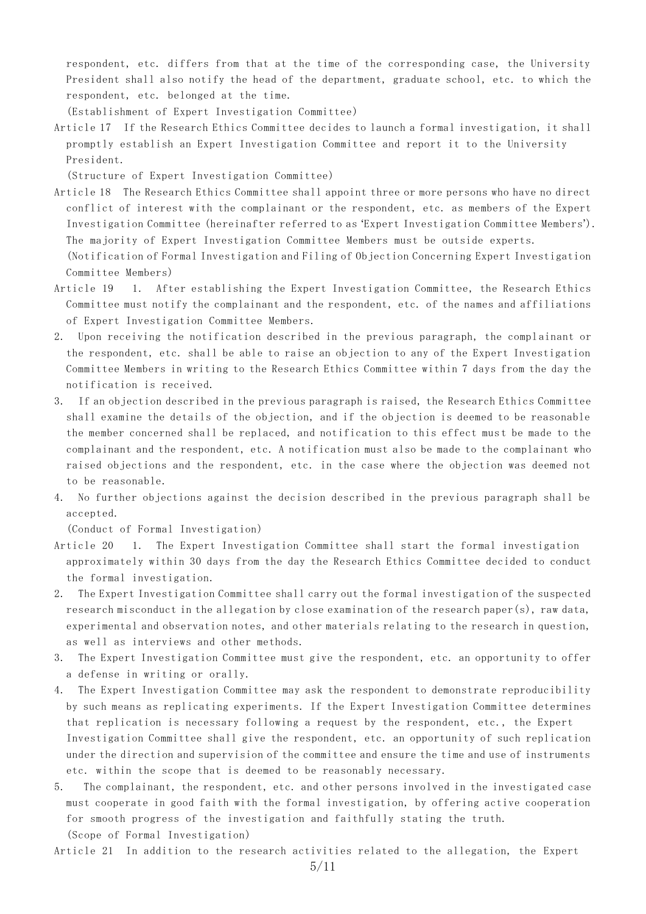respondent, etc. differs from that at the time of the corresponding case, the University President shall also notify the head of the department, graduate school, etc. to which the respondent, etc. belonged at the time.

(Establishment of Expert Investigation Committee)

Article 17 If the Research Ethics Committee decides to launch a formal investigation, it shall promptly establish an Expert Investigation Committee and report it to the University President.

(Structure of Expert Investigation Committee)

Article 18 The Research Ethics Committee shall appoint three or more persons who have no direct conflict of interest with the complainant or the respondent, etc. as members of the Expert Investigation Committee (hereinafter referred to as 'Expert Investigation Committee Members'). The majority of Expert Investigation Committee Members must be outside experts.

(Notification of Formal Investigation and Filing of Objection Concerning Expert Investigation Committee Members)

Article 19 1. After establishing the Expert Investigation Committee, the Research Ethics Committee must notify the complainant and the respondent, etc. of the names and affiliations of Expert Investigation Committee Members.

2. Upon receiving the notification described in the previous paragraph, the complainant or the respondent, etc. shall be able to raise an objection to any of the Expert Investigation Committee Members in writing to the Research Ethics Committee within 7 days from the day the notification is received.

3. If an objection described in the previous paragraph is raised, the Research Ethics Committee shall examine the details of the objection, and if the objection is deemed to be reasonable the member concerned shall be replaced, and notification to this effect must be made to the complainant and the respondent, etc. A notification must also be made to the complainant who raised objections and the respondent, etc. in the case where the objection was deemed not to be reasonable.

4. No further objections against the decision described in the previous paragraph shall be accepted.

(Conduct of Formal Investigation)

Article 20 1. The Expert Investigation Committee shall start the formal investigation approximately within 30 days from the day the Research Ethics Committee decided to conduct the formal investigation.

2. The Expert Investigation Committee shall carry out the formal investigation of the suspected research misconduct in the allegation by close examination of the research paper(s), raw data, experimental and observation notes, and other materials relating to the research in question, as well as interviews and other methods.

3. The Expert Investigation Committee must give the respondent, etc. an opportunity to offer a defense in writing or orally.

4. The Expert Investigation Committee may ask the respondent to demonstrate reproducibility by such means as replicating experiments. If the Expert Investigation Committee determines that replication is necessary following a request by the respondent, etc., the Expert Investigation Committee shall give the respondent, etc. an opportunity of such replication under the direction and supervision of the committee and ensure the time and use of instruments etc. within the scope that is deemed to be reasonably necessary.

5. The complainant, the respondent, etc. and other persons involved in the investigated case must cooperate in good faith with the formal investigation, by offering active cooperation for smooth progress of the investigation and faithfully stating the truth.

(Scope of Formal Investigation)

Article 21 In addition to the research activities related to the allegation, the Expert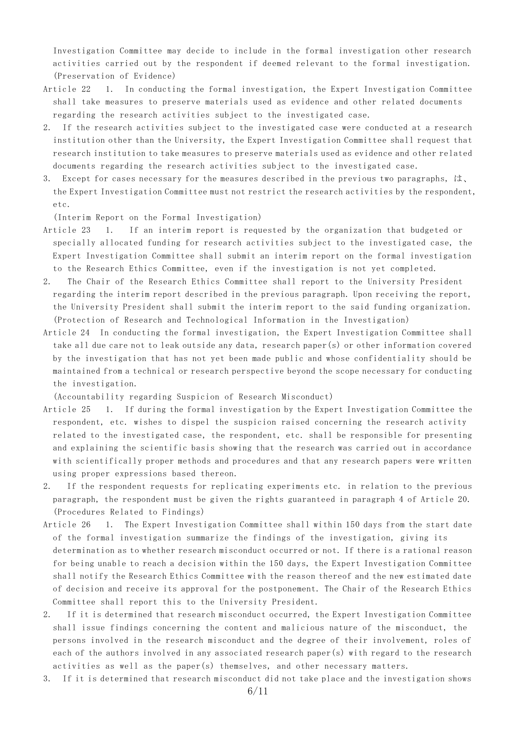Investigation Committee may decide to include in the formal investigation other research activities carried out by the respondent if deemed relevant to the formal investigation.

(Preservation of Evidence)

Article 22 1. In conducting the formal investigation, the Expert Investigation Committee shall take measures to preserve materials used as evidence and other related documents regarding the research activities subject to the investigated case.

2. If the research activities subject to the investigated case were conducted at a research institution other than the University, the Expert Investigation Committee shall request that research institution to take measures to preserve materials used as evidence and other related documents regarding the research activities subject to the investigated case.

3. Except for cases necessary for the measures described in the previous two paragraphs, は、 the Expert Investigation Committee must not restrict the research activities by the respondent, etc.

(Interim Report on the Formal Investigation)

Article 23 1. If an interim report is requested by the organization that budgeted or specially allocated funding for research activities subject to the investigated case, the Expert Investigation Committee shall submit an interim report on the formal investigation to the Research Ethics Committee, even if the investigation is not yet completed.

2. The Chair of the Research Ethics Committee shall report to the University President regarding the interim report described in the previous paragraph. Upon receiving the report, the University President shall submit the interim report to the said funding organization.

(Protection of Research and Technological Information in the Investigation)

Article 24 In conducting the formal investigation, the Expert Investigation Committee shall take all due care not to leak outside any data, research paper(s) or other information covered by the investigation that has not yet been made public and whose confidentiality should be maintained from a technical or research perspective beyond the scope necessary for conducting the investigation.

(Accountability regarding Suspicion of Research Misconduct)

Article 25 1. If during the formal investigation by the Expert Investigation Committee the respondent, etc. wishes to dispel the suspicion raised concerning the research activity related to the investigated case, the respondent, etc. shall be responsible for presenting and explaining the scientific basis showing that the research was carried out in accordance with scientifically proper methods and procedures and that any research papers were written using proper expressions based thereon.

2. If the respondent requests for replicating experiments etc. in relation to the previous paragraph, the respondent must be given the rights guaranteed in paragraph 4 of Article 20.

(Procedures Related to Findings)

Article 26 1. The Expert Investigation Committee shall within 150 days from the start date of the formal investigation summarize the findings of the investigation, giving its determination as to whether research misconduct occurred or not. If there is a rational reason for being unable to reach a decision within the 150 days, the Expert Investigation Committee shall notify the Research Ethics Committee with the reason thereof and the new estimated date of decision and receive its approval for the postponement. The Chair of the Research Ethics Committee shall report this to the University President.

2. If it is determined that research misconduct occurred, the Expert Investigation Committee shall issue findings concerning the content and malicious nature of the misconduct, the persons involved in the research misconduct and the degree of their involvement, roles of each of the authors involved in any associated research paper(s) with regard to the research activities as well as the paper(s) themselves, and other necessary matters.

3. If it is determined that research misconduct did not take place and the investigation shows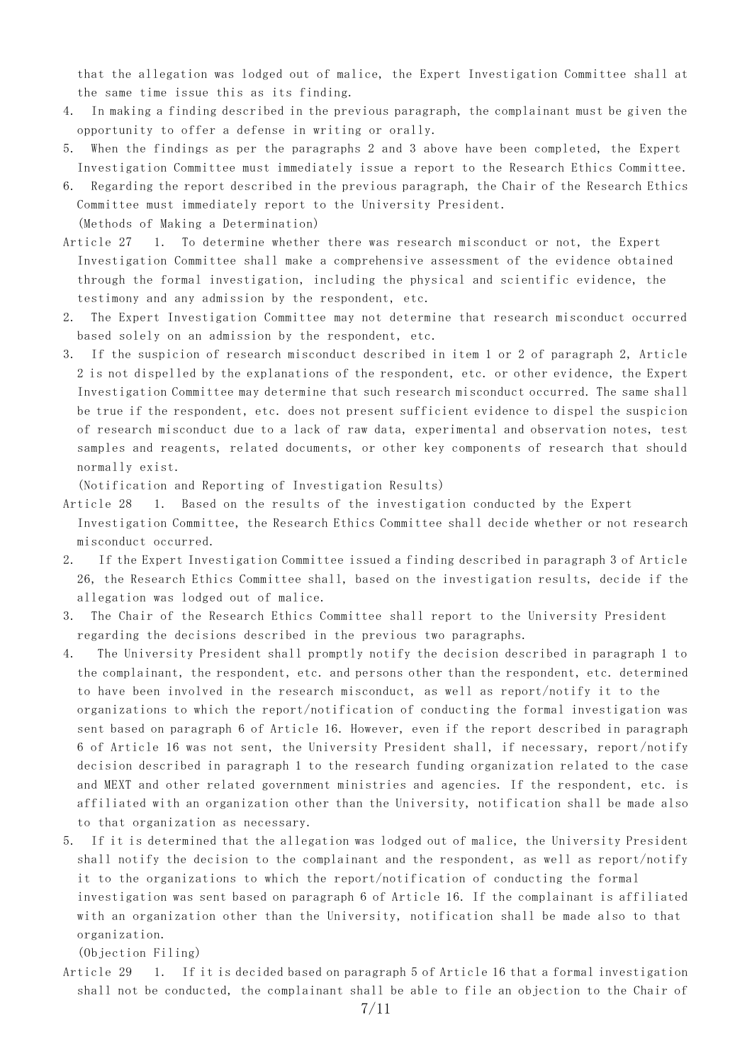that the allegation was lodged out of malice, the Expert Investigation Committee shall at the same time issue this as its finding.

4. In making a finding described in the previous paragraph, the complainant must be given the opportunity to offer a defense in writing or orally.
5. When the findings as per the paragraphs 2 and 3 above have been completed, the Expert Investigation Committee must immediately issue a report to the Research Ethics Committee.
6. Regarding the report described in the previous paragraph, the Chair of the Research Ethics Committee must immediately report to the University President.

(Methods of Making a Determination)

Article 27 1. To determine whether there was research misconduct or not, the Expert Investigation Committee shall make a comprehensive assessment of the evidence obtained through the formal investigation, including the physical and scientific evidence, the testimony and any admission by the respondent, etc.

2. The Expert Investigation Committee may not determine that research misconduct occurred based solely on an admission by the respondent, etc.
3. If the suspicion of research misconduct described in item 1 or 2 of paragraph 2, Article 2 is not dispelled by the explanations of the respondent, etc. or other evidence, the Expert Investigation Committee may determine that such research misconduct occurred. The same shall be true if the respondent, etc. does not present sufficient evidence to dispel the suspicion of research misconduct due to a lack of raw data, experimental and observation notes, test samples and reagents, related documents, or other key components of research that should normally exist.

(Notification and Reporting of Investigation Results)

Article 28 1. Based on the results of the investigation conducted by the Expert Investigation Committee, the Research Ethics Committee shall decide whether or not research misconduct occurred.

2. If the Expert Investigation Committee issued a finding described in paragraph 3 of Article 26, the Research Ethics Committee shall, based on the investigation results, decide if the allegation was lodged out of malice.
3. The Chair of the Research Ethics Committee shall report to the University President regarding the decisions described in the previous two paragraphs.
4. The University President shall promptly notify the decision described in paragraph 1 to the complainant, the respondent, etc. and persons other than the respondent, etc. determined to have been involved in the research misconduct, as well as report/notify it to the organizations to which the report/notification of conducting the formal investigation was sent based on paragraph 6 of Article 16. However, even if the report described in paragraph 6 of Article 16 was not sent, the University President shall, if necessary, report/notify decision described in paragraph 1 to the research funding organization related to the case and MEXT and other related government ministries and agencies. If the respondent, etc. is affiliated with an organization other than the University, notification shall be made also to that organization as necessary.
5. If it is determined that the allegation was lodged out of malice, the University President shall notify the decision to the complainant and the respondent, as well as report/notify it to the organizations to which the report/notification of conducting the formal investigation was sent based on paragraph 6 of Article 16. If the complainant is affiliated with an organization other than the University, notification shall be made also to that organization.

(Objection Filing)

Article 29 1. If it is decided based on paragraph 5 of Article 16 that a formal investigation shall not be conducted, the complainant shall be able to file an objection to the Chair of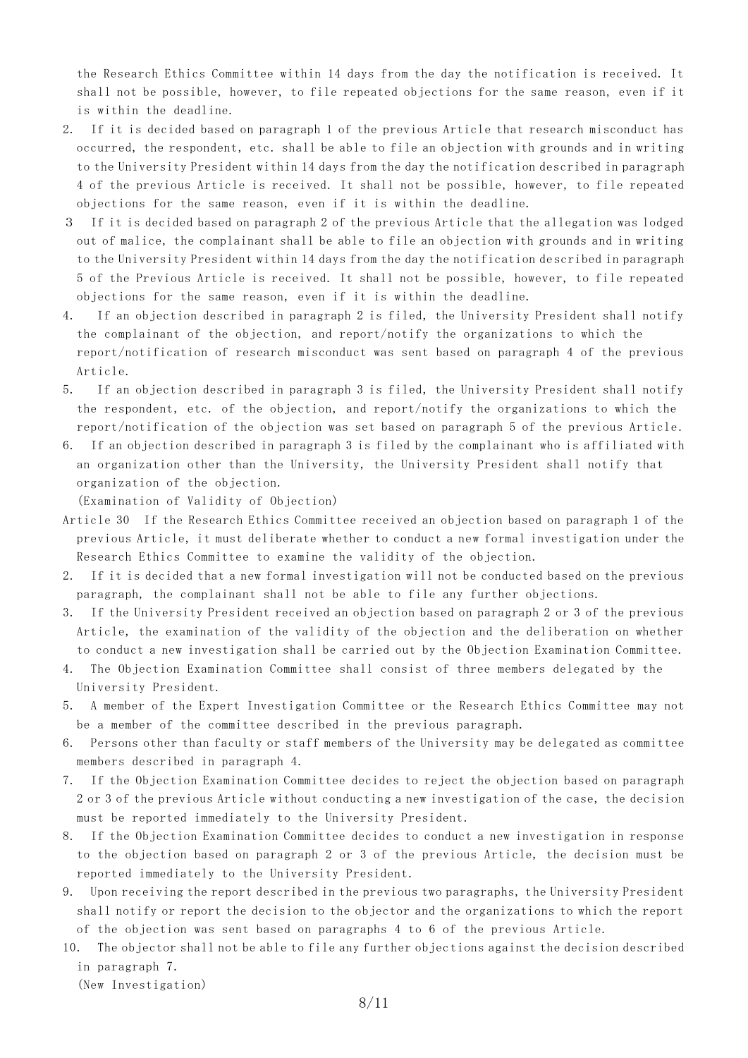the Research Ethics Committee within 14 days from the day the notification is received. It shall not be possible, however, to file repeated objections for the same reason, even if it is within the deadline.

2. If it is decided based on paragraph 1 of the previous Article that research misconduct has occurred, the respondent, etc. shall be able to file an objection with grounds and in writing to the University President within 14 days from the day the notification described in paragraph 4 of the previous Article is received. It shall not be possible, however, to file repeated objections for the same reason, even if it is within the deadline.

3 If it is decided based on paragraph 2 of the previous Article that the allegation was lodged out of malice, the complainant shall be able to file an objection with grounds and in writing to the University President within 14 days from the day the notification described in paragraph 5 of the Previous Article is received. It shall not be possible, however, to file repeated objections for the same reason, even if it is within the deadline.

4. If an objection described in paragraph 2 is filed, the University President shall notify the complainant of the objection, and report/notify the organizations to which the report/notification of research misconduct was sent based on paragraph 4 of the previous Article.

5. If an objection described in paragraph 3 is filed, the University President shall notify the respondent, etc. of the objection, and report/notify the organizations to which the report/notification of the objection was set based on paragraph 5 of the previous Article.

6. If an objection described in paragraph 3 is filed by the complainant who is affiliated with an organization other than the University, the University President shall notify that organization of the objection.

(Examination of Validity of Objection)

Article 30 If the Research Ethics Committee received an objection based on paragraph 1 of the previous Article, it must deliberate whether to conduct a new formal investigation under the Research Ethics Committee to examine the validity of the objection.

2. If it is decided that a new formal investigation will not be conducted based on the previous paragraph, the complainant shall not be able to file any further objections.

3. If the University President received an objection based on paragraph 2 or 3 of the previous Article, the examination of the validity of the objection and the deliberation on whether to conduct a new investigation shall be carried out by the Objection Examination Committee.

4. The Objection Examination Committee shall consist of three members delegated by the University President.

5. A member of the Expert Investigation Committee or the Research Ethics Committee may not be a member of the committee described in the previous paragraph.

6. Persons other than faculty or staff members of the University may be delegated as committee members described in paragraph 4.

7. If the Objection Examination Committee decides to reject the objection based on paragraph 2 or 3 of the previous Article without conducting a new investigation of the case, the decision must be reported immediately to the University President.

8. If the Objection Examination Committee decides to conduct a new investigation in response to the objection based on paragraph 2 or 3 of the previous Article, the decision must be reported immediately to the University President.

9. Upon receiving the report described in the previous two paragraphs, the University President shall notify or report the decision to the objector and the organizations to which the report of the objection was sent based on paragraphs 4 to 6 of the previous Article.

10. The objector shall not be able to file any further objections against the decision described in paragraph 7.

(New Investigation)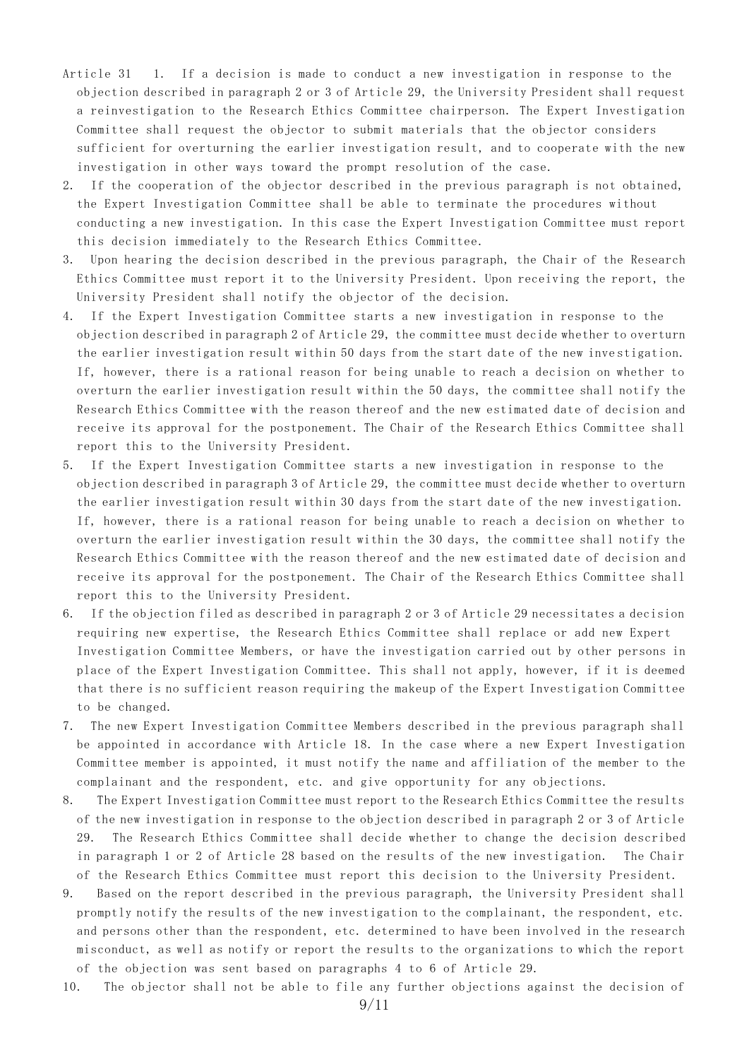Article 31 1. If a decision is made to conduct a new investigation in response to the objection described in paragraph 2 or 3 of Article 29, the University President shall request a reinvestigation to the Research Ethics Committee chairperson. The Expert Investigation Committee shall request the objector to submit materials that the objector considers sufficient for overturning the earlier investigation result, and to cooperate with the new investigation in other ways toward the prompt resolution of the case.

2. If the cooperation of the objector described in the previous paragraph is not obtained, the Expert Investigation Committee shall be able to terminate the procedures without conducting a new investigation. In this case the Expert Investigation Committee must report this decision immediately to the Research Ethics Committee.

3. Upon hearing the decision described in the previous paragraph, the Chair of the Research Ethics Committee must report it to the University President. Upon receiving the report, the University President shall notify the objector of the decision.

4. If the Expert Investigation Committee starts a new investigation in response to the objection described in paragraph 2 of Article 29, the committee must decide whether to overturn the earlier investigation result within 50 days from the start date of the new investigation. If, however, there is a rational reason for being unable to reach a decision on whether to overturn the earlier investigation result within the 50 days, the committee shall notify the Research Ethics Committee with the reason thereof and the new estimated date of decision and receive its approval for the postponement. The Chair of the Research Ethics Committee shall report this to the University President.

5. If the Expert Investigation Committee starts a new investigation in response to the objection described in paragraph 3 of Article 29, the committee must decide whether to overturn the earlier investigation result within 30 days from the start date of the new investigation. If, however, there is a rational reason for being unable to reach a decision on whether to overturn the earlier investigation result within the 30 days, the committee shall notify the Research Ethics Committee with the reason thereof and the new estimated date of decision and receive its approval for the postponement. The Chair of the Research Ethics Committee shall report this to the University President.

6. If the objection filed as described in paragraph 2 or 3 of Article 29 necessitates a decision requiring new expertise, the Research Ethics Committee shall replace or add new Expert Investigation Committee Members, or have the investigation carried out by other persons in place of the Expert Investigation Committee. This shall not apply, however, if it is deemed that there is no sufficient reason requiring the makeup of the Expert Investigation Committee to be changed.

7. The new Expert Investigation Committee Members described in the previous paragraph shall be appointed in accordance with Article 18. In the case where a new Expert Investigation Committee member is appointed, it must notify the name and affiliation of the member to the complainant and the respondent, etc. and give opportunity for any objections.

8. The Expert Investigation Committee must report to the Research Ethics Committee the results of the new investigation in response to the objection described in paragraph 2 or 3 of Article 29. The Research Ethics Committee shall decide whether to change the decision described in paragraph 1 or 2 of Article 28 based on the results of the new investigation. The Chair of the Research Ethics Committee must report this decision to the University President.

9. Based on the report described in the previous paragraph, the University President shall promptly notify the results of the new investigation to the complainant, the respondent, etc. and persons other than the respondent, etc. determined to have been involved in the research misconduct, as well as notify or report the results to the organizations to which the report of the objection was sent based on paragraphs 4 to 6 of Article 29.

10. The objector shall not be able to file any further objections against the decision of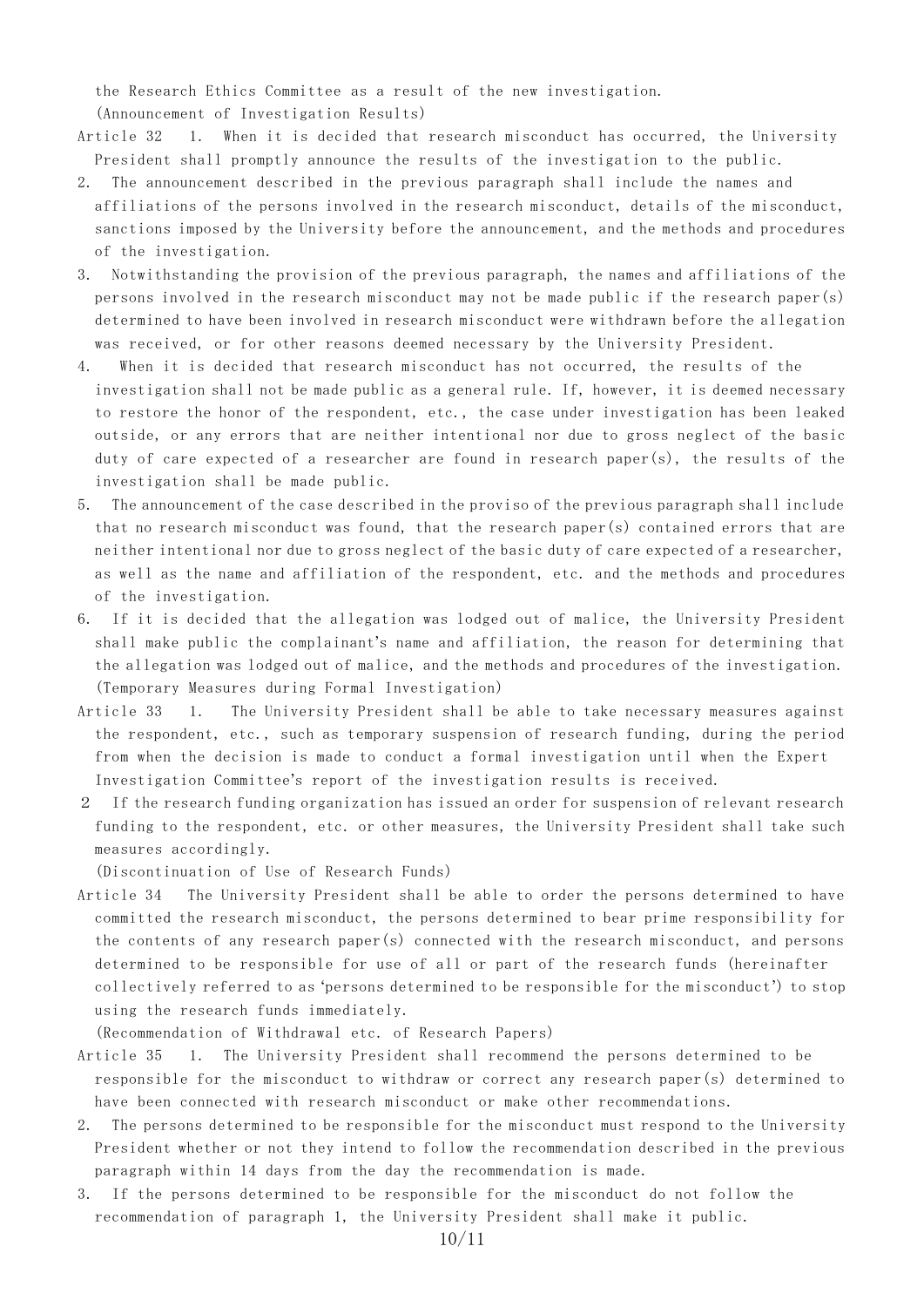the Research Ethics Committee as a result of the new investigation.

(Announcement of Investigation Results)

Article 32 1. When it is decided that research misconduct has occurred, the University President shall promptly announce the results of the investigation to the public.

2. The announcement described in the previous paragraph shall include the names and affiliations of the persons involved in the research misconduct, details of the misconduct, sanctions imposed by the University before the announcement, and the methods and procedures of the investigation.

3. Notwithstanding the provision of the previous paragraph, the names and affiliations of the persons involved in the research misconduct may not be made public if the research paper(s) determined to have been involved in research misconduct were withdrawn before the allegation was received, or for other reasons deemed necessary by the University President.

4. When it is decided that research misconduct has not occurred, the results of the investigation shall not be made public as a general rule. If, however, it is deemed necessary to restore the honor of the respondent, etc., the case under investigation has been leaked outside, or any errors that are neither intentional nor due to gross neglect of the basic duty of care expected of a researcher are found in research paper(s), the results of the investigation shall be made public.

5. The announcement of the case described in the proviso of the previous paragraph shall include that no research misconduct was found, that the research paper(s) contained errors that are neither intentional nor due to gross neglect of the basic duty of care expected of a researcher, as well as the name and affiliation of the respondent, etc. and the methods and procedures of the investigation.

6. If it is decided that the allegation was lodged out of malice, the University President shall make public the complainant's name and affiliation, the reason for determining that the allegation was lodged out of malice, and the methods and procedures of the investigation.

(Temporary Measures during Formal Investigation)

Article 33 1. The University President shall be able to take necessary measures against the respondent, etc., such as temporary suspension of research funding, during the period from when the decision is made to conduct a formal investigation until when the Expert Investigation Committee's report of the investigation results is received.

2 If the research funding organization has issued an order for suspension of relevant research funding to the respondent, etc. or other measures, the University President shall take such measures accordingly.

(Discontinuation of Use of Research Funds)

Article 34 The University President shall be able to order the persons determined to have committed the research misconduct, the persons determined to bear prime responsibility for the contents of any research paper(s) connected with the research misconduct, and persons determined to be responsible for use of all or part of the research funds (hereinafter collectively referred to as 'persons determined to be responsible for the misconduct') to stop using the research funds immediately.

(Recommendation of Withdrawal etc. of Research Papers)

Article 35 1. The University President shall recommend the persons determined to be responsible for the misconduct to withdraw or correct any research paper(s) determined to have been connected with research misconduct or make other recommendations.

2. The persons determined to be responsible for the misconduct must respond to the University President whether or not they intend to follow the recommendation described in the previous paragraph within 14 days from the day the recommendation is made.

3. If the persons determined to be responsible for the misconduct do not follow the recommendation of paragraph 1, the University President shall make it public.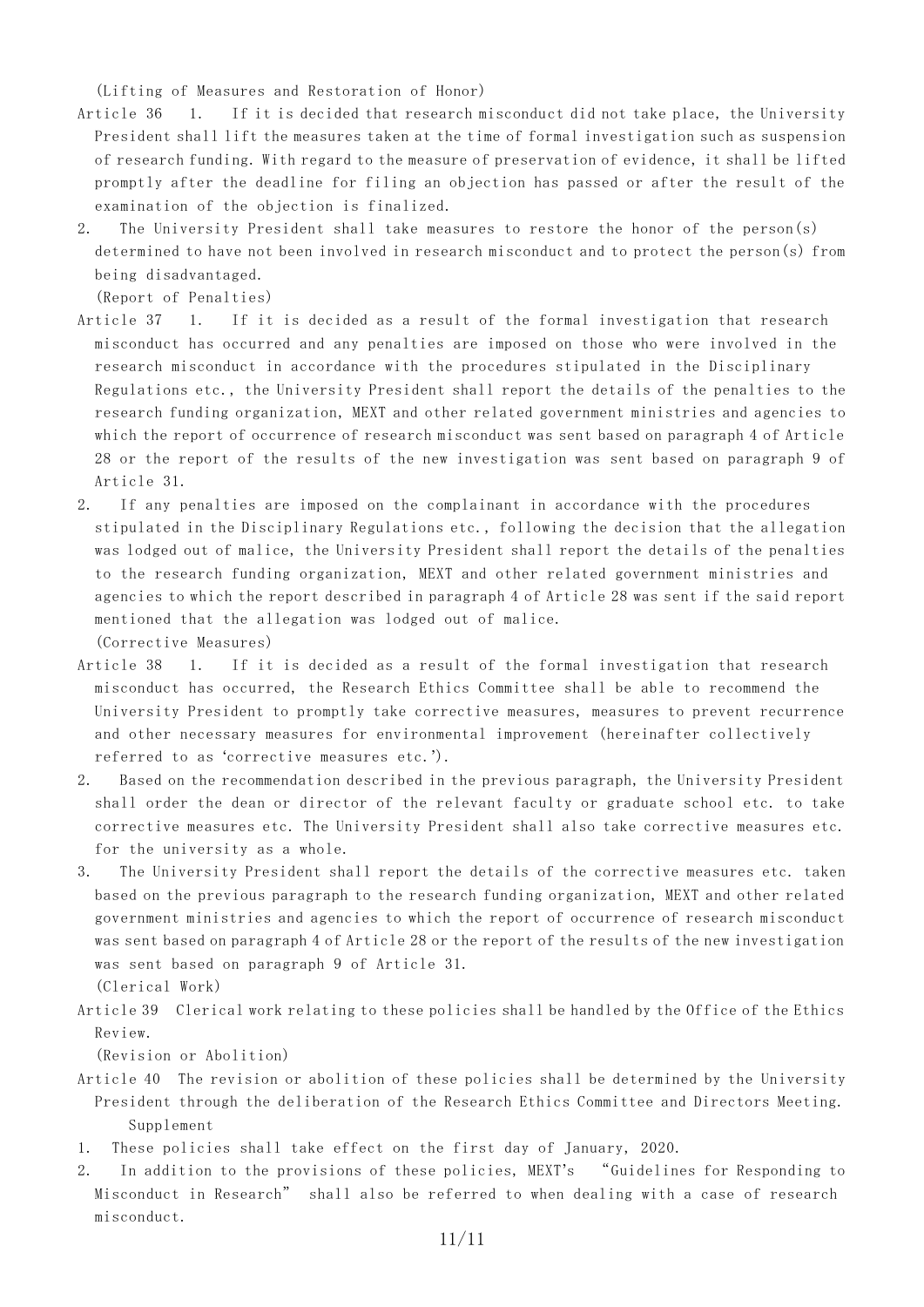(Lifting of Measures and Restoration of Honor)

Article 36　1.　If it is decided that research misconduct did not take place, the University President shall lift the measures taken at the time of formal investigation such as suspension of research funding. With regard to the measure of preservation of evidence, it shall be lifted promptly after the deadline for filing an objection has passed or after the result of the examination of the objection is finalized.

2.　The University President shall take measures to restore the honor of the person(s) determined to have not been involved in research misconduct and to protect the person(s) from being disadvantaged.

(Report of Penalties)

Article 37　1.　If it is decided as a result of the formal investigation that research misconduct has occurred and any penalties are imposed on those who were involved in the research misconduct in accordance with the procedures stipulated in the Disciplinary Regulations etc., the University President shall report the details of the penalties to the research funding organization, MEXT and other related government ministries and agencies to which the report of occurrence of research misconduct was sent based on paragraph 4 of Article 28 or the report of the results of the new investigation was sent based on paragraph 9 of Article 31.

2.　If any penalties are imposed on the complainant in accordance with the procedures stipulated in the Disciplinary Regulations etc., following the decision that the allegation was lodged out of malice, the University President shall report the details of the penalties to the research funding organization, MEXT and other related government ministries and agencies to which the report described in paragraph 4 of Article 28 was sent if the said report mentioned that the allegation was lodged out of malice.

(Corrective Measures)

Article 38　1.　If it is decided as a result of the formal investigation that research misconduct has occurred, the Research Ethics Committee shall be able to recommend the University President to promptly take corrective measures, measures to prevent recurrence and other necessary measures for environmental improvement (hereinafter collectively referred to as ‘corrective measures etc.’).

2.　Based on the recommendation described in the previous paragraph, the University President shall order the dean or director of the relevant faculty or graduate school etc. to take corrective measures etc. The University President shall also take corrective measures etc. for the university as a whole.

3.　The University President shall report the details of the corrective measures etc. taken based on the previous paragraph to the research funding organization, MEXT and other related government ministries and agencies to which the report of occurrence of research misconduct was sent based on paragraph 4 of Article 28 or the report of the results of the new investigation was sent based on paragraph 9 of Article 31.

(Clerical Work)

Article 39　Clerical work relating to these policies shall be handled by the Office of the Ethics Review.

(Revision or Abolition)

Article 40　The revision or abolition of these policies shall be determined by the University President through the deliberation of the Research Ethics Committee and Directors Meeting.

Supplement

1.　These policies shall take effect on the first day of January, 2020.

2.　In addition to the provisions of these policies, MEXT’s “Guidelines for Responding to Misconduct in Research” shall also be referred to when dealing with a case of research misconduct.